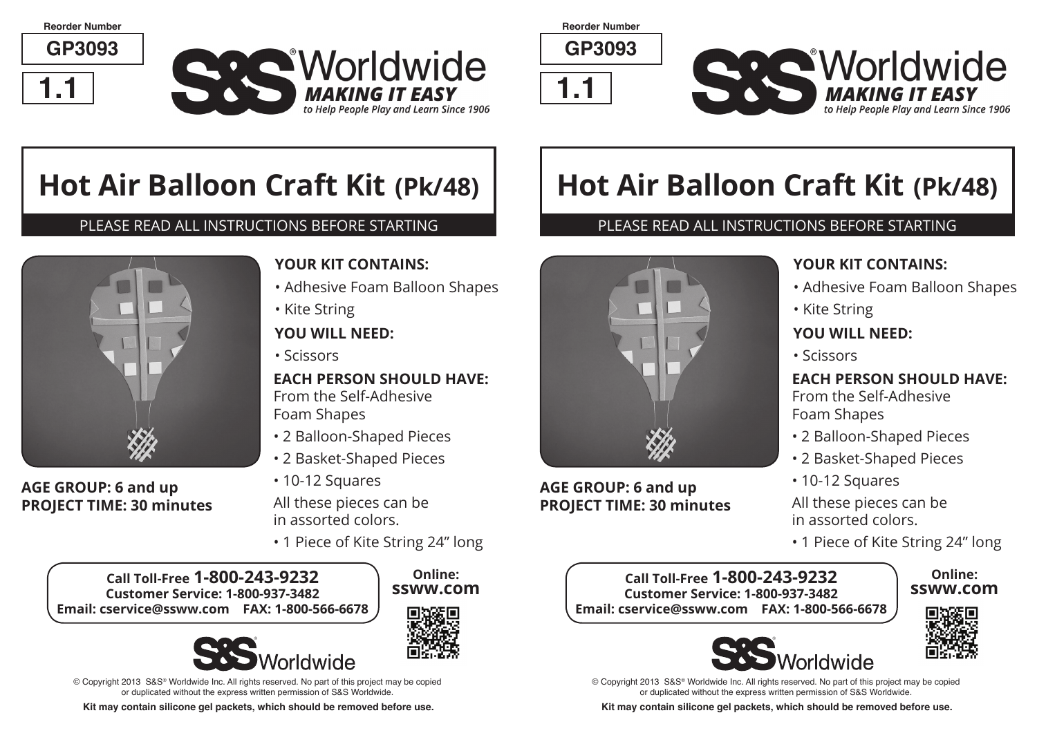Reorder Number

**GP3093**

**1.1**

S&S® Worldwide
*MAKING IT EASY*
*to Help People Play and Learn Since 1906*

# Hot Air Balloon Craft Kit (Pk/48)

PLEASE READ ALL INSTRUCTIONS BEFORE STARTING

**AGE GROUP: 6 and up**
**PROJECT TIME: 30 minutes**

**YOUR KIT CONTAINS:**

- Adhesive Foam Balloon Shapes
- Kite String

**YOU WILL NEED:**

- Scissors

**EACH PERSON SHOULD HAVE:**
From the Self-Adhesive Foam Shapes

- 2 Balloon-Shaped Pieces
- 2 Basket-Shaped Pieces
- 10-12 Squares

All these pieces can be in assorted colors.

- 1 Piece of Kite String 24" long

**Call Toll-Free 1-800-243-9232**
**Customer Service: 1-800-937-3482**
**Email: cservice@ssww.com FAX: 1-800-566-6678**

**Online: ssww.com**

S&S® Worldwide

© Copyright 2013 S&S® Worldwide Inc. All rights reserved. No part of this project may be copied or duplicated without the express written permission of S&S Worldwide.

**Kit may contain silicone gel packets, which should be removed before use.**

Reorder Number

**GP3093**

**1.1**

S&S® Worldwide
*MAKING IT EASY*
*to Help People Play and Learn Since 1906*

# Hot Air Balloon Craft Kit (Pk/48)

PLEASE READ ALL INSTRUCTIONS BEFORE STARTING

**AGE GROUP: 6 and up**
**PROJECT TIME: 30 minutes**

**YOUR KIT CONTAINS:**

- Adhesive Foam Balloon Shapes
- Kite String

**YOU WILL NEED:**

- Scissors

**EACH PERSON SHOULD HAVE:**
From the Self-Adhesive Foam Shapes

- 2 Balloon-Shaped Pieces
- 2 Basket-Shaped Pieces
- 10-12 Squares

All these pieces can be in assorted colors.

- 1 Piece of Kite String 24" long

**Call Toll-Free 1-800-243-9232**
**Customer Service: 1-800-937-3482**
**Email: cservice@ssww.com FAX: 1-800-566-6678**

**Online: ssww.com**

S&S® Worldwide

© Copyright 2013 S&S® Worldwide Inc. All rights reserved. No part of this project may be copied or duplicated without the express written permission of S&S Worldwide.

**Kit may contain silicone gel packets, which should be removed before use.**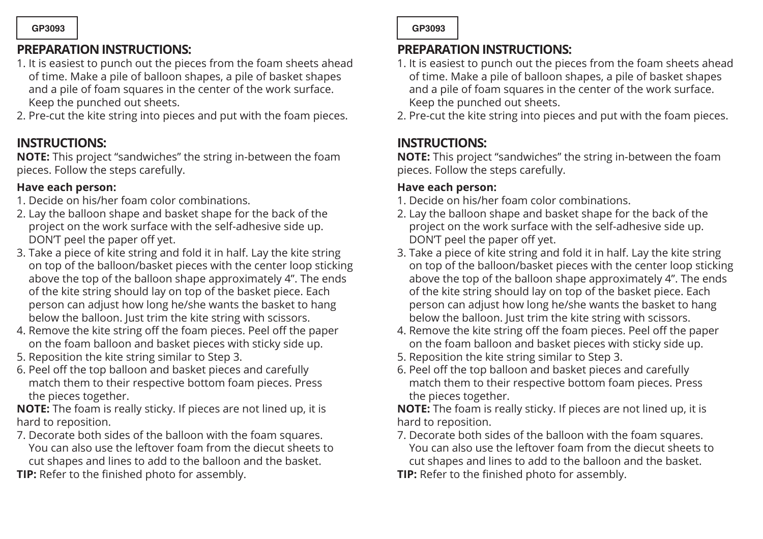GP3093

## PREPARATION INSTRUCTIONS:

1. It is easiest to punch out the pieces from the foam sheets ahead of time. Make a pile of balloon shapes, a pile of basket shapes and a pile of foam squares in the center of the work surface. Keep the punched out sheets.
2. Pre-cut the kite string into pieces and put with the foam pieces.

## INSTRUCTIONS:

**NOTE:** This project "sandwiches" the string in-between the foam pieces. Follow the steps carefully.

**Have each person:**

1. Decide on his/her foam color combinations.
2. Lay the balloon shape and basket shape for the back of the project on the work surface with the self-adhesive side up. DON'T peel the paper off yet.
3. Take a piece of kite string and fold it in half. Lay the kite string on top of the balloon/basket pieces with the center loop sticking above the top of the balloon shape approximately 4". The ends of the kite string should lay on top of the basket piece. Each person can adjust how long he/she wants the basket to hang below the balloon. Just trim the kite string with scissors.
4. Remove the kite string off the foam pieces. Peel off the paper on the foam balloon and basket pieces with sticky side up.
5. Reposition the kite string similar to Step 3.
6. Peel off the top balloon and basket pieces and carefully match them to their respective bottom foam pieces. Press the pieces together.

**NOTE:** The foam is really sticky. If pieces are not lined up, it is hard to reposition.

7. Decorate both sides of the balloon with the foam squares. You can also use the leftover foam from the diecut sheets to cut shapes and lines to add to the balloon and the basket.

**TIP:** Refer to the finished photo for assembly.

GP3093

## PREPARATION INSTRUCTIONS:

1. It is easiest to punch out the pieces from the foam sheets ahead of time. Make a pile of balloon shapes, a pile of basket shapes and a pile of foam squares in the center of the work surface. Keep the punched out sheets.
2. Pre-cut the kite string into pieces and put with the foam pieces.

## INSTRUCTIONS:

**NOTE:** This project "sandwiches" the string in-between the foam pieces. Follow the steps carefully.

**Have each person:**

1. Decide on his/her foam color combinations.
2. Lay the balloon shape and basket shape for the back of the project on the work surface with the self-adhesive side up. DON'T peel the paper off yet.
3. Take a piece of kite string and fold it in half. Lay the kite string on top of the balloon/basket pieces with the center loop sticking above the top of the balloon shape approximately 4". The ends of the kite string should lay on top of the basket piece. Each person can adjust how long he/she wants the basket to hang below the balloon. Just trim the kite string with scissors.
4. Remove the kite string off the foam pieces. Peel off the paper on the foam balloon and basket pieces with sticky side up.
5. Reposition the kite string similar to Step 3.
6. Peel off the top balloon and basket pieces and carefully match them to their respective bottom foam pieces. Press the pieces together.

**NOTE:** The foam is really sticky. If pieces are not lined up, it is hard to reposition.

7. Decorate both sides of the balloon with the foam squares. You can also use the leftover foam from the diecut sheets to cut shapes and lines to add to the balloon and the basket.

**TIP:** Refer to the finished photo for assembly.